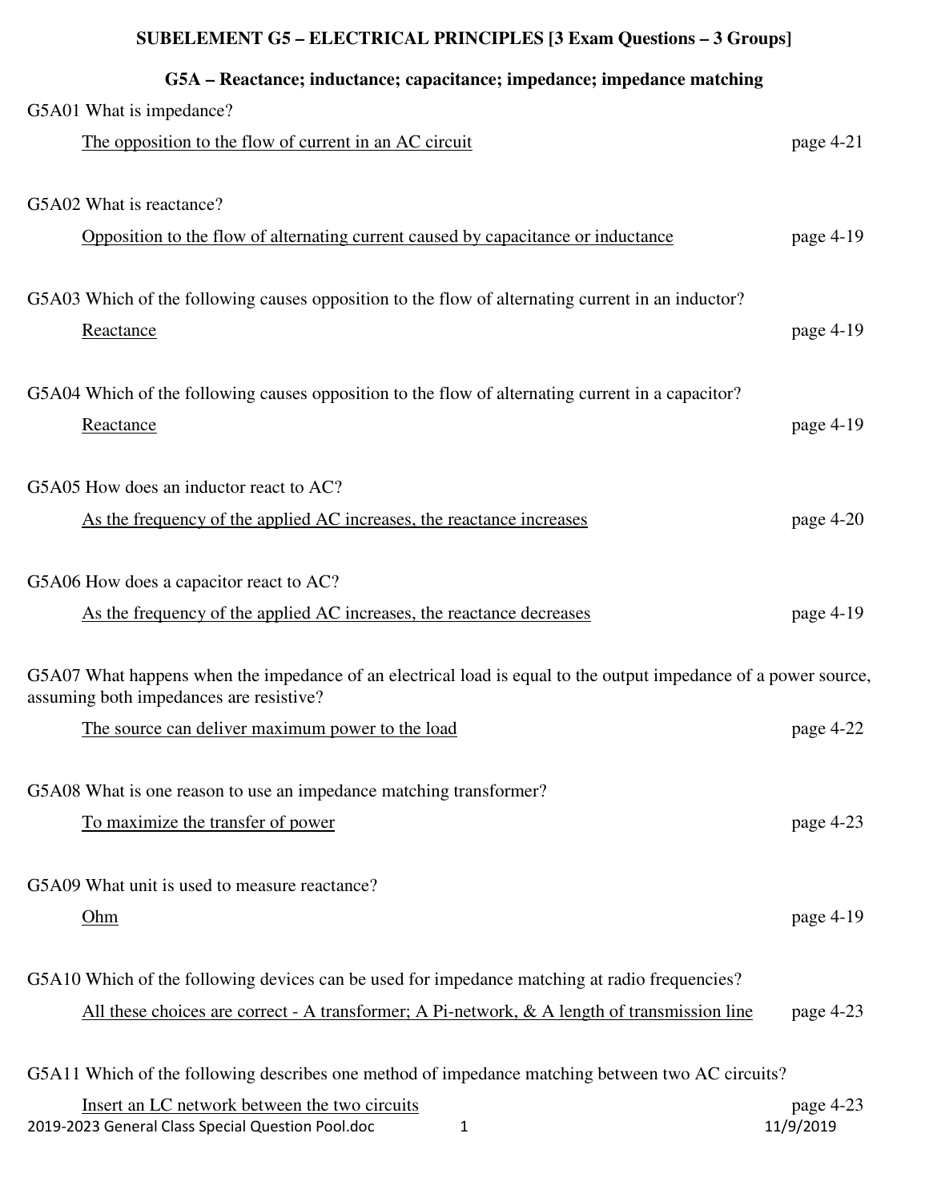# SUBELEMENT G5 – ELECTRICAL PRINCIPLES [3 Exam Questions – 3 Groups]

## G5A – Reactance; inductance; capacitance; impedance; impedance matching

G5A01 What is impedance?

<u>The opposition to the flow of current in an AC circuit</u> page 4-21

G5A02 What is reactance?

<u>Opposition to the flow of alternating current caused by capacitance or inductance</u> page 4-19

G5A03 Which of the following causes opposition to the flow of alternating current in an inductor?

<u>Reactance</u> page 4-19

G5A04 Which of the following causes opposition to the flow of alternating current in a capacitor?

<u>Reactance</u> page 4-19

G5A05 How does an inductor react to AC?

<u>As the frequency of the applied AC increases, the reactance increases</u> page 4-20

G5A06 How does a capacitor react to AC?

<u>As the frequency of the applied AC increases, the reactance decreases</u> page 4-19

G5A07 What happens when the impedance of an electrical load is equal to the output impedance of a power source, assuming both impedances are resistive?

<u>The source can deliver maximum power to the load</u> page 4-22

G5A08 What is one reason to use an impedance matching transformer?

<u>To maximize the transfer of power</u> page 4-23

G5A09 What unit is used to measure reactance?

<u>Ohm</u> page 4-19

G5A10 Which of the following devices can be used for impedance matching at radio frequencies?

<u>All these choices are correct - A transformer; A Pi-network, & A length of transmission line</u> page 4-23

G5A11 Which of the following describes one method of impedance matching between two AC circuits?

<u>Insert an LC network between the two circuits</u> page 4-23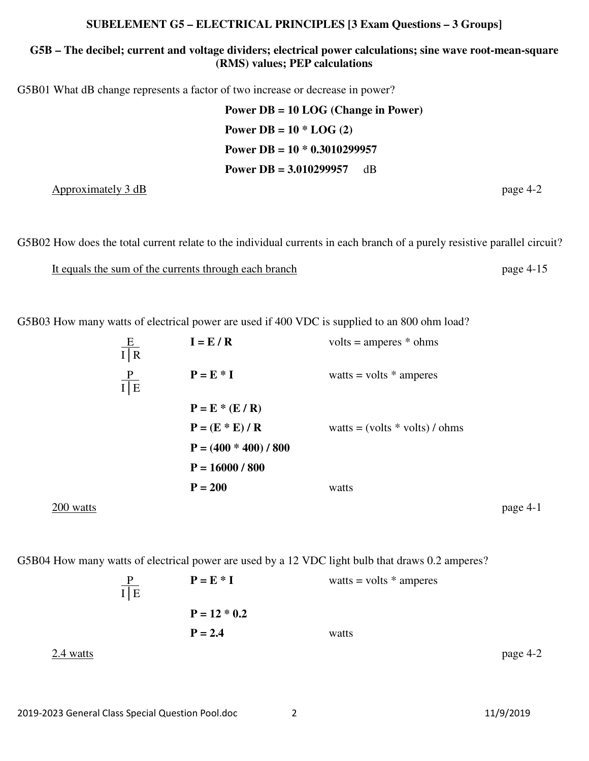**SUBELEMENT G5 – ELECTRICAL PRINCIPLES [3 Exam Questions – 3 Groups]**

**G5B – The decibel; current and voltage dividers; electrical power calculations; sine wave root-mean-square (RMS) values; PEP calculations**

G5B01 What dB change represents a factor of two increase or decrease in power?

**Power DB = 10 LOG (Change in Power)**

**Power DB = 10 * LOG (2)**

**Power DB = 10 * 0.3010299957**

**Power DB = 3.010299957** dB

Approximately 3 dB — page 4-2

G5B02 How does the total current relate to the individual currents in each branch of a purely resistive parallel circuit?

It equals the sum of the currents through each branch — page 4-15

G5B03 How many watts of electrical power are used if 400 VDC is supplied to an 800 ohm load?

| | | |
|---|---|---|
| $\frac{E}{I \mid R}$ | **I = E / R** | volts = amperes * ohms |
| $\frac{P}{I \mid E}$ | **P = E * I** | watts = volts * amperes |
| | **P = E * (E / R)** | |
| | **P = (E * E) / R** | watts = (volts * volts) / ohms |
| | **P = (400 * 400) / 800** | |
| | **P = 16000 / 800** | |
| | **P = 200** | watts |

200 watts — page 4-1

G5B04 How many watts of electrical power are used by a 12 VDC light bulb that draws 0.2 amperes?

| | | |
|---|---|---|
| $\frac{P}{I \mid E}$ | **P = E * I** | watts = volts * amperes |
| | **P = 12 * 0.2** | |
| | **P = 2.4** | watts |

2.4 watts — page 4-2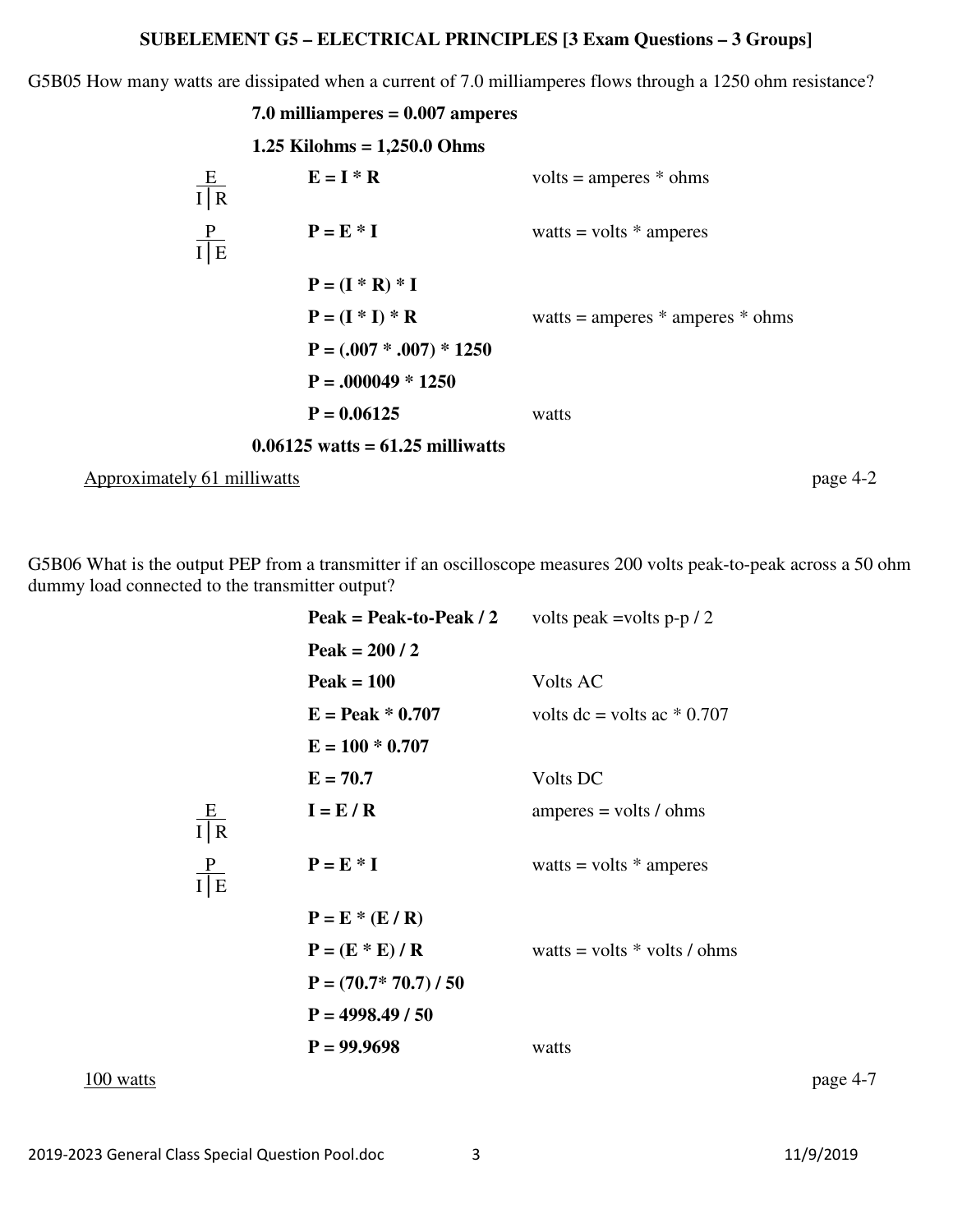**SUBELEMENT G5 – ELECTRICAL PRINCIPLES [3 Exam Questions – 3 Groups]**

G5B05 How many watts are dissipated when a current of 7.0 milliamperes flows through a 1250 ohm resistance?

**7.0 milliamperes = 0.007 amperes**

**1.25 Kilohms = 1,250.0 Ohms**

| | | |
|---|---|---|
| $\frac{E}{I \mid R}$ | **E = I * R** | volts = amperes * ohms |
| $\frac{P}{I \mid E}$ | **P = E * I** | watts = volts * amperes |
| | **P = (I * R) * I** | |
| | **P = (I * I) * R** | watts = amperes * amperes * ohms |
| | **P = (.007 * .007) * 1250** | |
| | **P = .000049 * 1250** | |
| | **P = 0.06125** | watts |

**0.06125 watts = 61.25 milliwatts**

Approximately 61 milliwatts — page 4-2

G5B06 What is the output PEP from a transmitter if an oscilloscope measures 200 volts peak-to-peak across a 50 ohm dummy load connected to the transmitter output?

| | | |
|---|---|---|
| | **Peak = Peak-to-Peak / 2** | volts peak =volts p-p / 2 |
| | **Peak = 200 / 2** | |
| | **Peak = 100** | Volts AC |
| | **E = Peak * 0.707** | volts dc = volts ac * 0.707 |
| | **E = 100 * 0.707** | |
| | **E = 70.7** | Volts DC |
| $\frac{E}{I \mid R}$ | **I = E / R** | amperes = volts / ohms |
| $\frac{P}{I \mid E}$ | **P = E * I** | watts = volts * amperes |
| | **P = E * (E / R)** | |
| | **P = (E * E) / R** | watts = volts * volts / ohms |
| | **P = (70.7* 70.7) / 50** | |
| | **P = 4998.49 / 50** | |
| | **P = 99.9698** | watts |

100 watts — page 4-7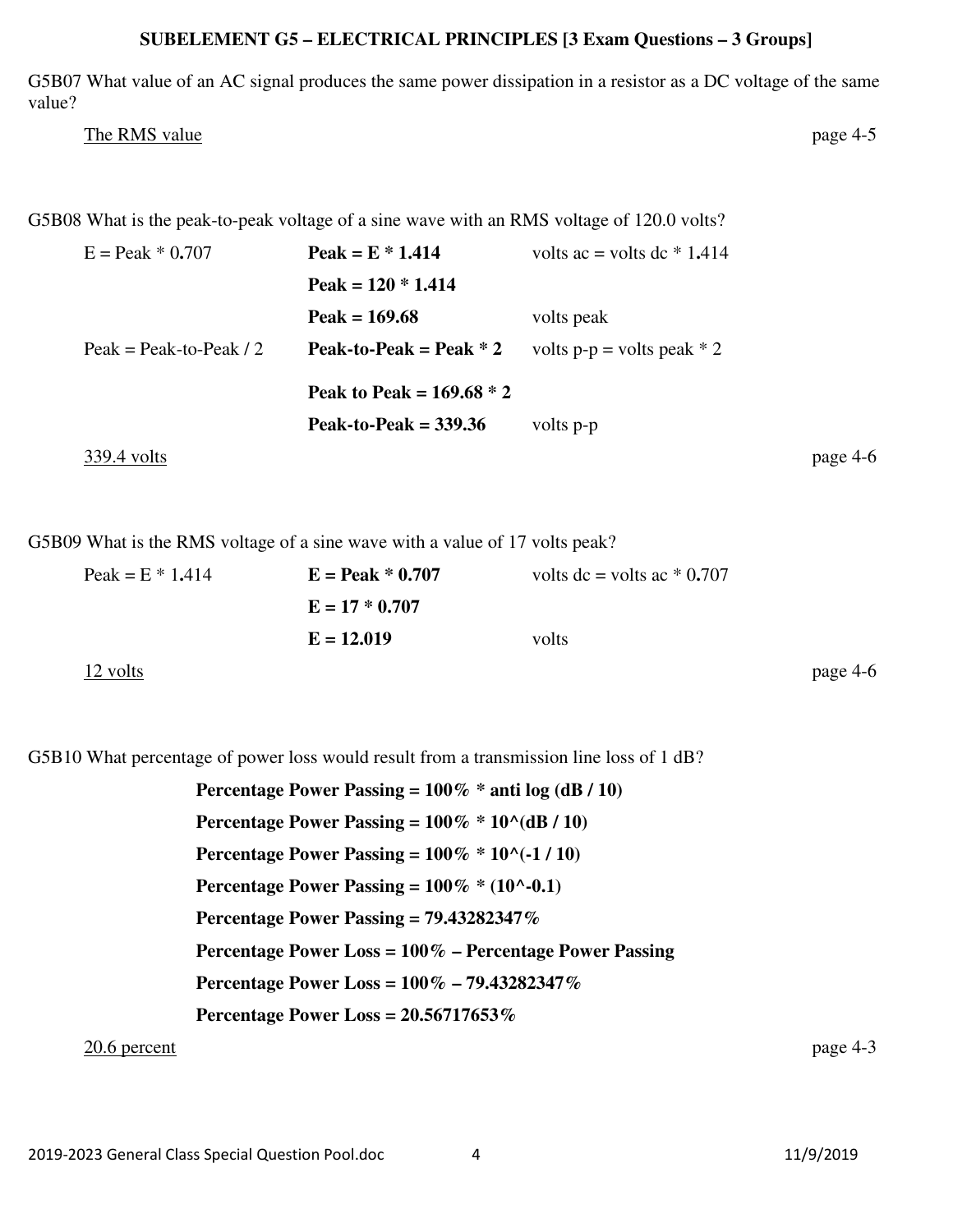**SUBELEMENT G5 – ELECTRICAL PRINCIPLES [3 Exam Questions – 3 Groups]**

G5B07 What value of an AC signal produces the same power dissipation in a resistor as a DC voltage of the same value?

The RMS value — page 4-5

G5B08 What is the peak-to-peak voltage of a sine wave with an RMS voltage of 120.0 volts?

| | | |
|---|---|---|
| E = Peak * 0.707 | **Peak = E * 1.414** | volts ac = volts dc * 1.414 |
| | **Peak = 120 * 1.414** | |
| | **Peak = 169.68** | volts peak |
| Peak = Peak-to-Peak / 2 | **Peak-to-Peak = Peak * 2** | volts p-p = volts peak * 2 |
| | **Peak to Peak = 169.68 * 2** | |
| | **Peak-to-Peak = 339.36** | volts p-p |

339.4 volts — page 4-6

G5B09 What is the RMS voltage of a sine wave with a value of 17 volts peak?

| | | |
|---|---|---|
| Peak = E * 1.414 | **E = Peak * 0.707** | volts dc = volts ac * 0.707 |
| | **E = 17 * 0.707** | |
| | **E = 12.019** | volts |

12 volts — page 4-6

G5B10 What percentage of power loss would result from a transmission line loss of 1 dB?

**Percentage Power Passing = 100% * anti log (dB / 10)**

**Percentage Power Passing = 100% * 10^(dB / 10)**

**Percentage Power Passing = 100% * 10^(-1 / 10)**

**Percentage Power Passing = 100% * (10^-0.1)**

**Percentage Power Passing = 79.43282347%**

**Percentage Power Loss = 100% – Percentage Power Passing**

**Percentage Power Loss = 100% – 79.43282347%**

**Percentage Power Loss = 20.56717653%**

20.6 percent — page 4-3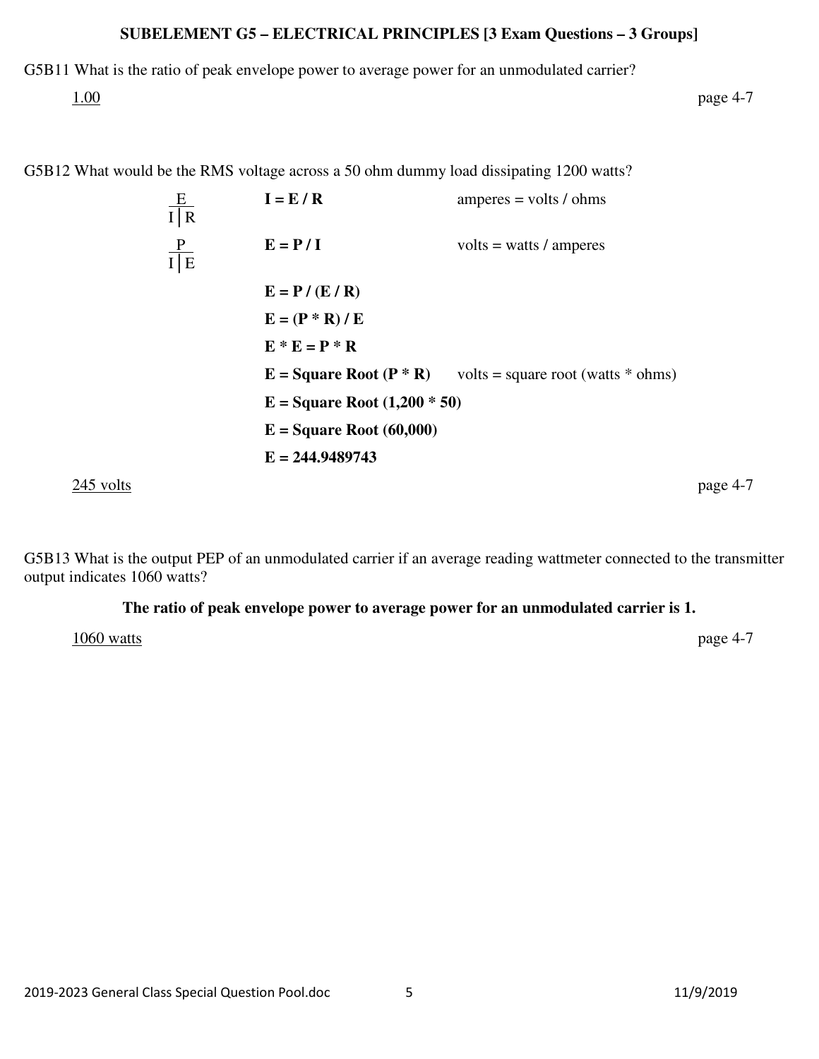**SUBELEMENT G5 – ELECTRICAL PRINCIPLES [3 Exam Questions – 3 Groups]**

G5B11 What is the ratio of peak envelope power to average power for an unmodulated carrier?

1.00 page 4-7

G5B12 What would be the RMS voltage across a 50 ohm dummy load dissipating 1200 watts?

| | | |
|---|---|---|
| $\frac{E}{I \mid R}$ | **I = E / R** | amperes = volts / ohms |
| $\frac{P}{I \mid E}$ | **E = P / I** | volts = watts / amperes |
| | **E = P / (E / R)** | |
| | **E = (P * R) / E** | |
| | **E * E = P * R** | |
| | **E = Square Root (P * R)** | volts = square root (watts * ohms) |
| | **E = Square Root (1,200 * 50)** | |
| | **E = Square Root (60,000)** | |
| | **E = 244.9489743** | |

245 volts page 4-7

G5B13 What is the output PEP of an unmodulated carrier if an average reading wattmeter connected to the transmitter output indicates 1060 watts?

**The ratio of peak envelope power to average power for an unmodulated carrier is 1.**

1060 watts page 4-7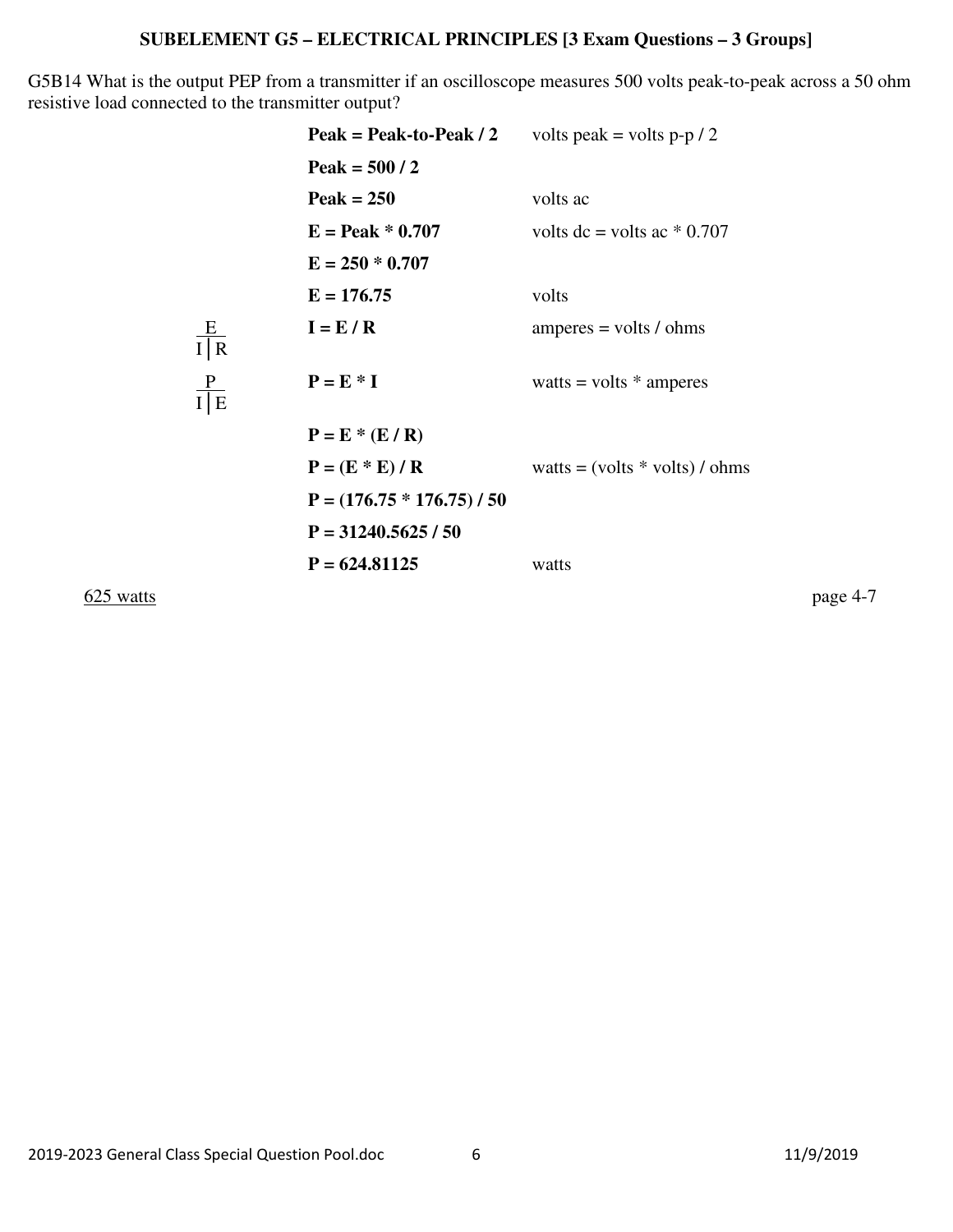**SUBELEMENT G5 – ELECTRICAL PRINCIPLES [3 Exam Questions – 3 Groups]**

G5B14 What is the output PEP from a transmitter if an oscilloscope measures 500 volts peak-to-peak across a 50 ohm resistive load connected to the transmitter output?

| | | |
|---|---|---|
| | **Peak = Peak-to-Peak / 2** | volts peak = volts p-p / 2 |
| | **Peak = 500 / 2** | |
| | **Peak = 250** | volts ac |
| | **E = Peak * 0.707** | volts dc = volts ac * 0.707 |
| | **E = 250 * 0.707** | |
| | **E = 176.75** | volts |
| $\frac{E}{I \mid R}$ | **I = E / R** | amperes = volts / ohms |
| $\frac{P}{I \mid E}$ | **P = E * I** | watts = volts * amperes |
| | **P = E * (E / R)** | |
| | **P = (E * E) / R** | watts = (volts * volts) / ohms |
| | **P = (176.75 * 176.75) / 50** | |
| | **P = 31240.5625 / 50** | |
| | **P = 624.81125** | watts |

<u>625 watts</u> page 4-7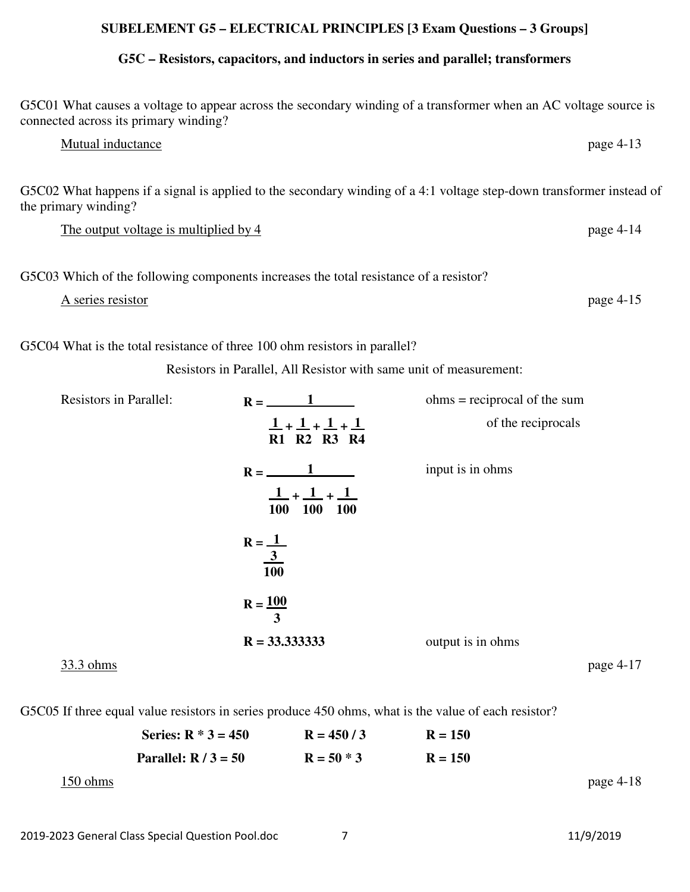**SUBELEMENT G5 – ELECTRICAL PRINCIPLES [3 Exam Questions – 3 Groups]**

**G5C – Resistors, capacitors, and inductors in series and parallel; transformers**

G5C01 What causes a voltage to appear across the secondary winding of a transformer when an AC voltage source is connected across its primary winding?

<u>Mutual inductance</u> page 4-13

G5C02 What happens if a signal is applied to the secondary winding of a 4:1 voltage step-down transformer instead of the primary winding?

<u>The output voltage is multiplied by 4</u> page 4-14

G5C03 Which of the following components increases the total resistance of a resistor?

<u>A series resistor</u> page 4-15

G5C04 What is the total resistance of three 100 ohm resistors in parallel?

Resistors in Parallel, All Resistor with same unit of measurement:

Resistors in Parallel:

$$R = \frac{1}{\frac{1}{R1} + \frac{1}{R2} + \frac{1}{R3} + \frac{1}{R4}}$$

ohms = reciprocal of the sum of the reciprocals

$$R = \frac{1}{\frac{1}{100} + \frac{1}{100} + \frac{1}{100}}$$

input is in ohms

$$R = \frac{1}{\frac{3}{100}}$$

$$R = \frac{100}{3}$$

**R = 33.333333** output is in ohms

<u>33.3 ohms</u> page 4-17

G5C05 If three equal value resistors in series produce 450 ohms, what is the value of each resistor?

**Series: R * 3 = 450**   **R = 450 / 3**   **R = 150**

**Parallel: R / 3 = 50**   **R = 50 * 3**   **R = 150**

<u>150 ohms</u> page 4-18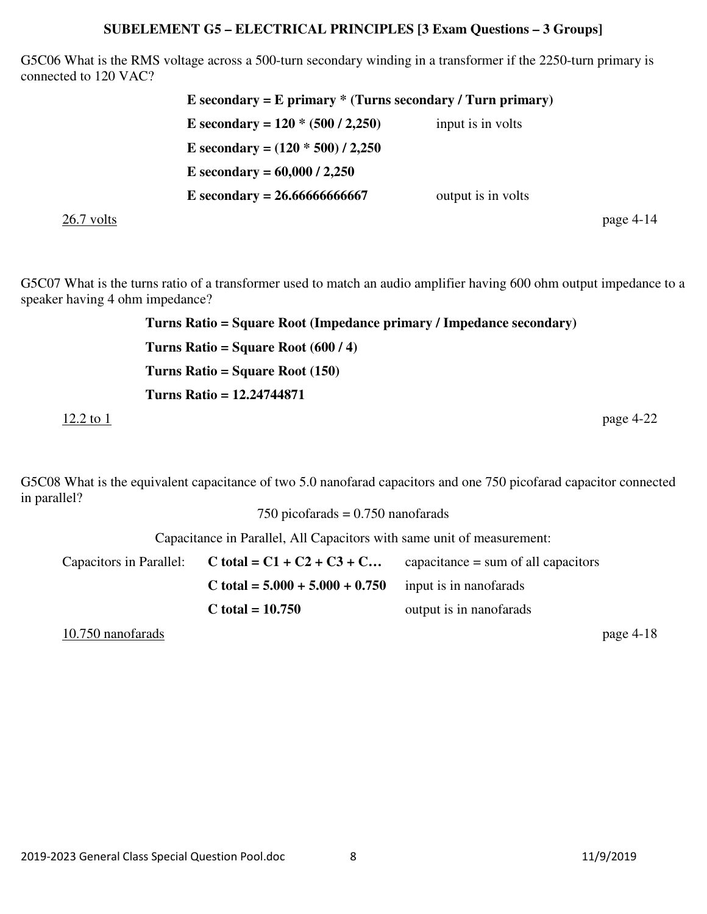## SUBELEMENT G5 – ELECTRICAL PRINCIPLES [3 Exam Questions – 3 Groups]

G5C06 What is the RMS voltage across a 500-turn secondary winding in a transformer if the 2250-turn primary is connected to 120 VAC?

**E secondary = E primary * (Turns secondary / Turn primary)**

**E secondary = 120 * (500 / 2,250)** input is in volts

**E secondary = (120 * 500) / 2,250**

**E secondary = 60,000 / 2,250**

**E secondary = 26.66666666667** output is in volts

26.7 volts page 4-14

G5C07 What is the turns ratio of a transformer used to match an audio amplifier having 600 ohm output impedance to a speaker having 4 ohm impedance?

**Turns Ratio = Square Root (Impedance primary / Impedance secondary)**

**Turns Ratio = Square Root (600 / 4)**

**Turns Ratio = Square Root (150)**

**Turns Ratio = 12.24744871**

12.2 to 1 page 4-22

G5C08 What is the equivalent capacitance of two 5.0 nanofarad capacitors and one 750 picofarad capacitor connected in parallel?

750 picofarads = 0.750 nanofarads

Capacitance in Parallel, All Capacitors with same unit of measurement:

Capacitors in Parallel: **C total = C1 + C2 + C3 + C…** capacitance = sum of all capacitors

**C total = 5.000 + 5.000 + 0.750** input is in nanofarads

**C total = 10.750** output is in nanofarads

10.750 nanofarads page 4-18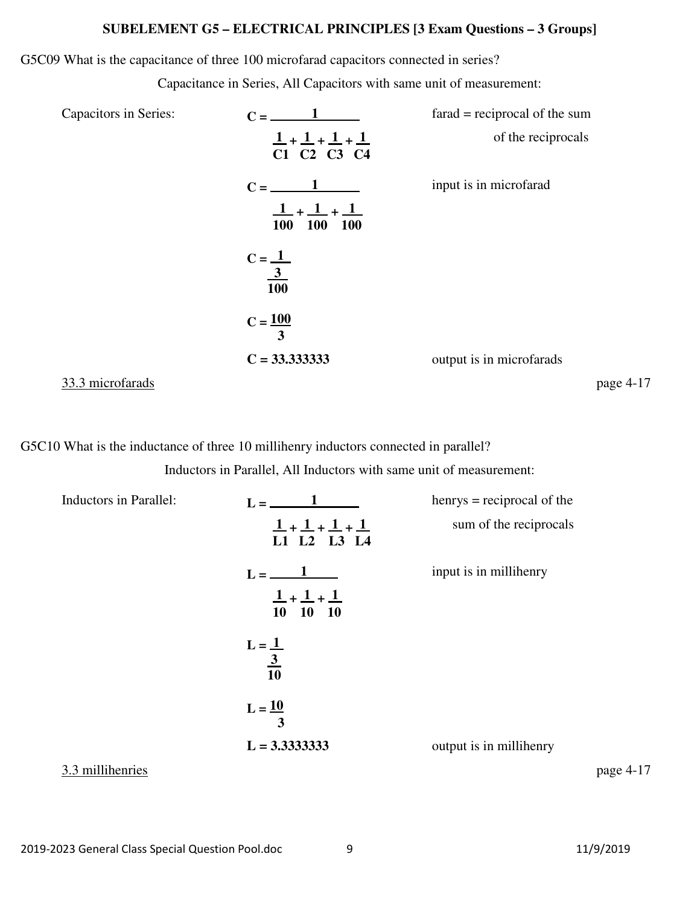## SUBELEMENT G5 – ELECTRICAL PRINCIPLES [3 Exam Questions – 3 Groups]

G5C09 What is the capacitance of three 100 microfarad capacitors connected in series?

Capacitance in Series, All Capacitors with same unit of measurement:

Capacitors in Series:

$$\mathbf{C = \frac{1}{\frac{1}{C1} + \frac{1}{C2} + \frac{1}{C3} + \frac{1}{C4}}}$$

farad = reciprocal of the sum of the reciprocals

$$\mathbf{C = \frac{1}{\frac{1}{100} + \frac{1}{100} + \frac{1}{100}}}$$

input is in microfarad

$$\mathbf{C = \frac{1}{\frac{3}{100}}}$$

$$\mathbf{C = \frac{100}{3}}$$

$$\mathbf{C = 33.333333}$$

output is in microfarads

33.3 microfarads

page 4-17

G5C10 What is the inductance of three 10 millihenry inductors connected in parallel?

Inductors in Parallel, All Inductors with same unit of measurement:

Inductors in Parallel:

$$\mathbf{L = \frac{1}{\frac{1}{L1} + \frac{1}{L2} + \frac{1}{L3} + \frac{1}{L4}}}$$

henrys = reciprocal of the sum of the reciprocals

$$\mathbf{L = \frac{1}{\frac{1}{10} + \frac{1}{10} + \frac{1}{10}}}$$

input is in millihenry

$$\mathbf{L = \frac{1}{\frac{3}{10}}}$$

$$\mathbf{L = \frac{10}{3}}$$

$$\mathbf{L = 3.3333333}$$

output is in millihenry

3.3 millihenries

page 4-17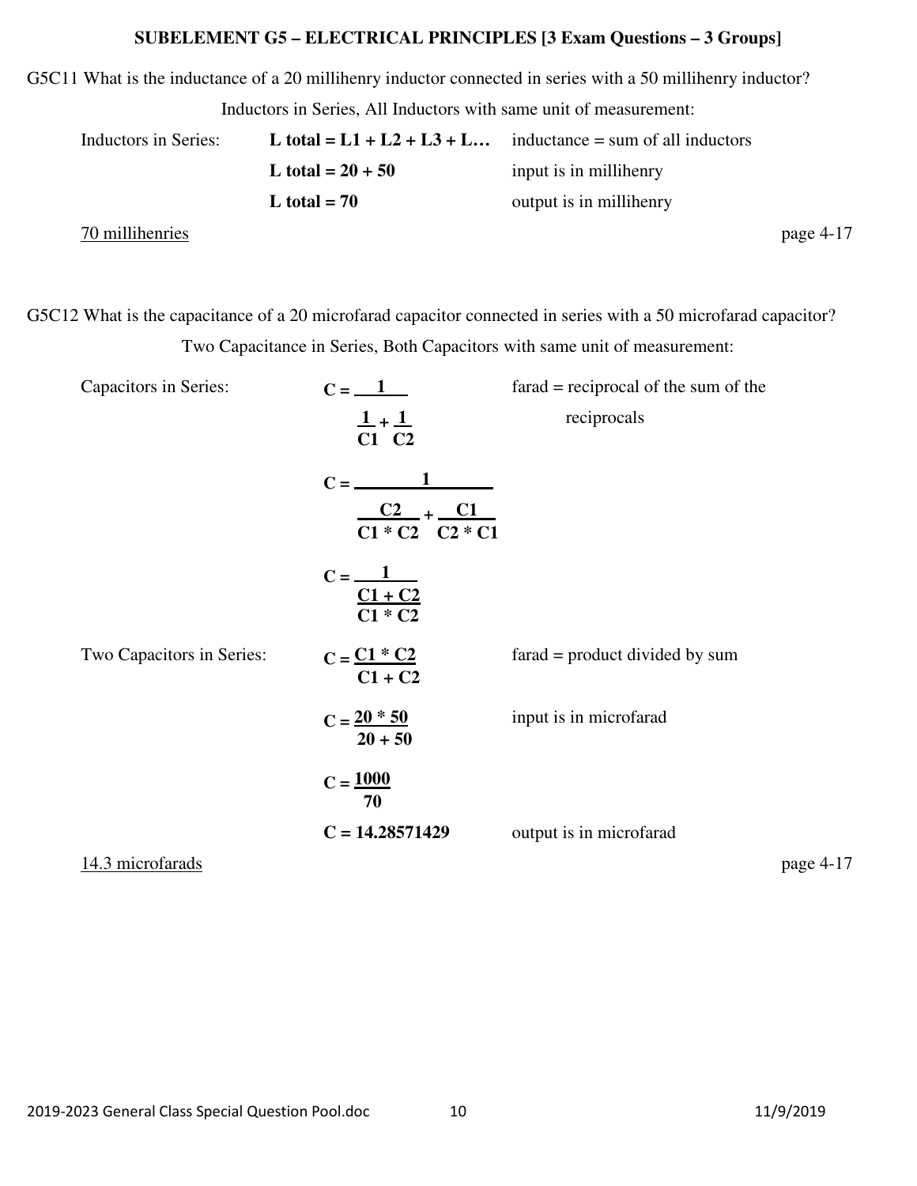## SUBELEMENT G5 – ELECTRICAL PRINCIPLES [3 Exam Questions – 3 Groups]

G5C11 What is the inductance of a 20 millihenry inductor connected in series with a 50 millihenry inductor?

Inductors in Series, All Inductors with same unit of measurement:

Inductors in Series: **L total = L1 + L2 + L3 + L…** inductance = sum of all inductors

**L total = 20 + 50** input is in millihenry

**L total = 70** output is in millihenry

70 millihenries page 4-17

G5C12 What is the capacitance of a 20 microfarad capacitor connected in series with a 50 microfarad capacitor?

Two Capacitance in Series, Both Capacitors with same unit of measurement:

Capacitors in Series:

$$C = \frac{1}{\frac{1}{C1} + \frac{1}{C2}}$$

farad = reciprocal of the sum of the reciprocals

$$C = \frac{1}{\frac{C2}{C1 * C2} + \frac{C1}{C2 * C1}}$$

$$C = \frac{1}{\frac{C1 + C2}{C1 * C2}}$$

Two Capacitors in Series:

$$C = \frac{C1 * C2}{C1 + C2}$$

farad = product divided by sum

$$C = \frac{20 * 50}{20 + 50}$$

input is in microfarad

$$C = \frac{1000}{70}$$

$$C = 14.28571429$$

output is in microfarad

14.3 microfarads page 4-17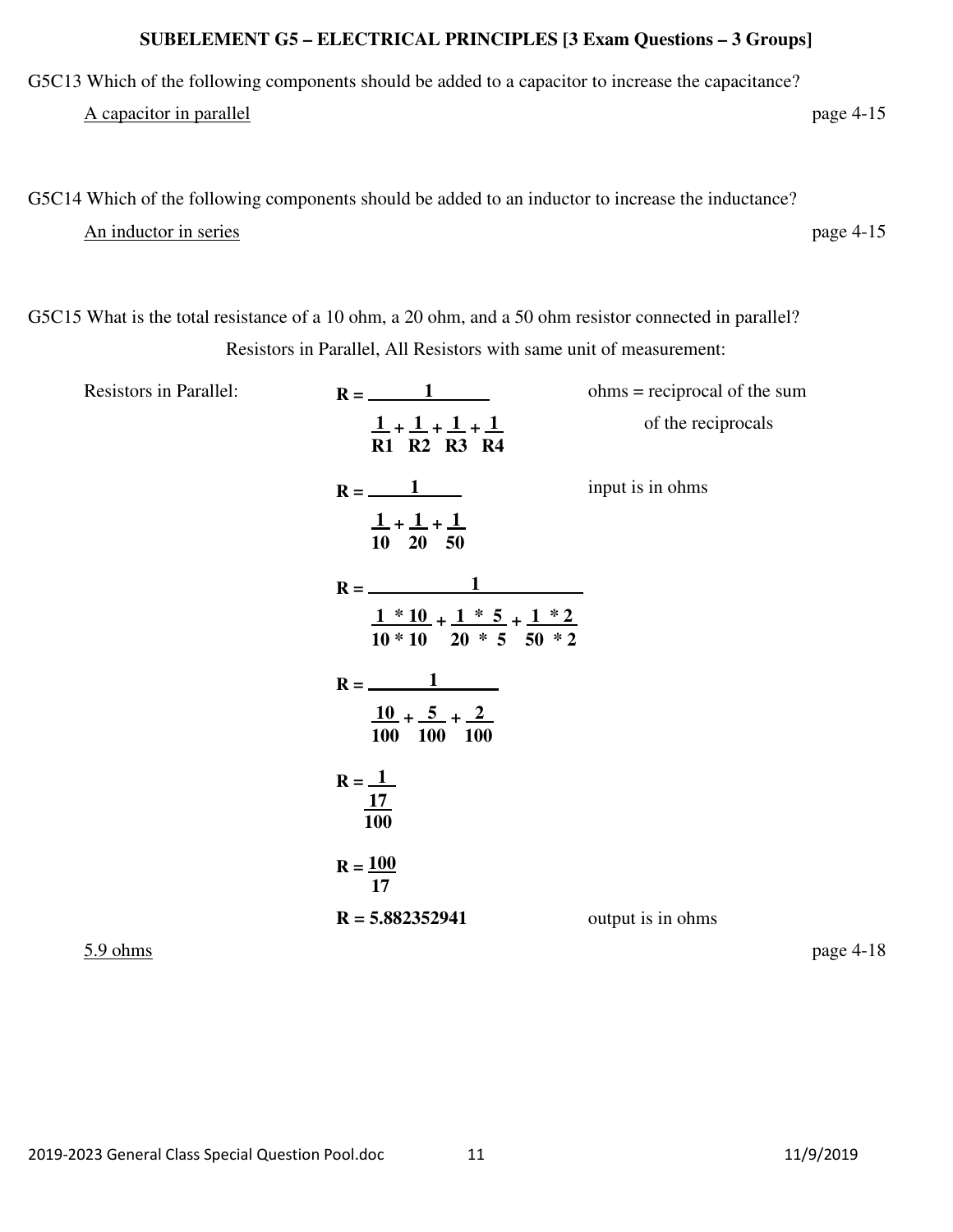**SUBELEMENT G5 – ELECTRICAL PRINCIPLES [3 Exam Questions – 3 Groups]**

G5C13 Which of the following components should be added to a capacitor to increase the capacitance?

A capacitor in parallel — page 4-15

G5C14 Which of the following components should be added to an inductor to increase the inductance?

An inductor in series — page 4-15

G5C15 What is the total resistance of a 10 ohm, a 20 ohm, and a 50 ohm resistor connected in parallel?

Resistors in Parallel, All Resistors with same unit of measurement:

Resistors in Parallel:

$$R = \frac{1}{\frac{1}{R1} + \frac{1}{R2} + \frac{1}{R3} + \frac{1}{R4}}$$

ohms = reciprocal of the sum of the reciprocals

$$R = \frac{1}{\frac{1}{10} + \frac{1}{20} + \frac{1}{50}}$$

input is in ohms

$$R = \frac{1}{\frac{1 * 10}{10 * 10} + \frac{1 * 5}{20 * 5} + \frac{1 * 2}{50 * 2}}$$

$$R = \frac{1}{\frac{10}{100} + \frac{5}{100} + \frac{2}{100}}$$

$$R = \frac{1}{\frac{17}{100}}$$

$$R = \frac{100}{17}$$

$$R = 5.882352941$$

output is in ohms

5.9 ohms — page 4-18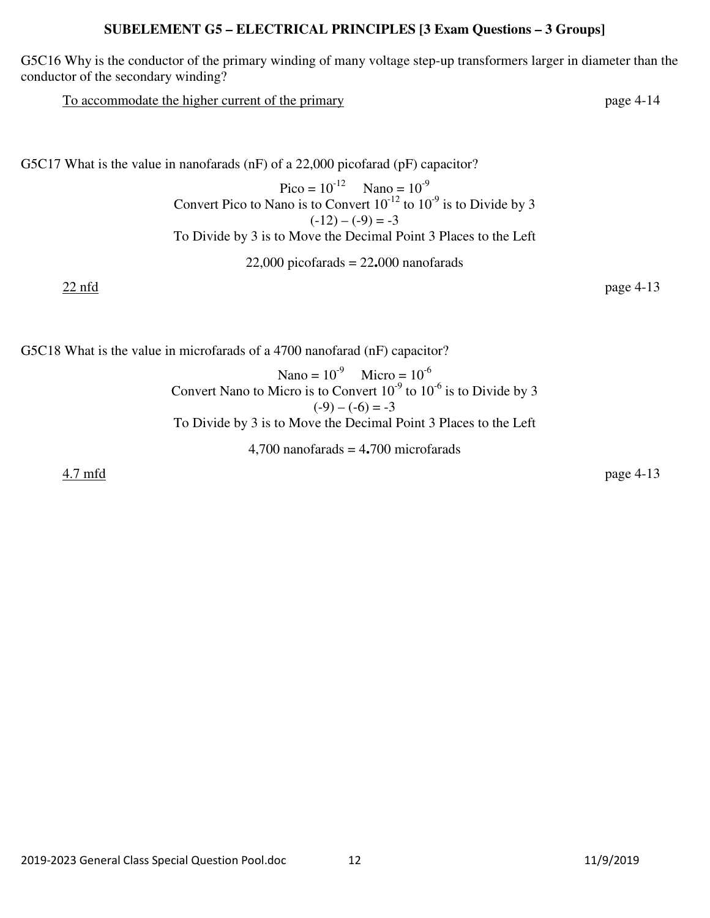## SUBELEMENT G5 – ELECTRICAL PRINCIPLES [3 Exam Questions – 3 Groups]

G5C16 Why is the conductor of the primary winding of many voltage step-up transformers larger in diameter than the conductor of the secondary winding?

<u>To accommodate the higher current of the primary</u> page 4-14

G5C17 What is the value in nanofarads (nF) of a 22,000 picofarad (pF) capacitor?

Pico = $10^{-12}$ Nano = $10^{-9}$
Convert Pico to Nano is to Convert $10^{-12}$ to $10^{-9}$ is to Divide by 3
$(-12) – (-9) = -3$
To Divide by 3 is to Move the Decimal Point 3 Places to the Left

22,000 picofarads = 22**.**000 nanofarads

<u>22 nfd</u> page 4-13

G5C18 What is the value in microfarads of a 4700 nanofarad (nF) capacitor?

Nano = $10^{-9}$ Micro = $10^{-6}$
Convert Nano to Micro is to Convert $10^{-9}$ to $10^{-6}$ is to Divide by 3
$(-9) – (-6) = -3$
To Divide by 3 is to Move the Decimal Point 3 Places to the Left

4,700 nanofarads = 4**.**700 microfarads

<u>4.7 mfd</u> page 4-13